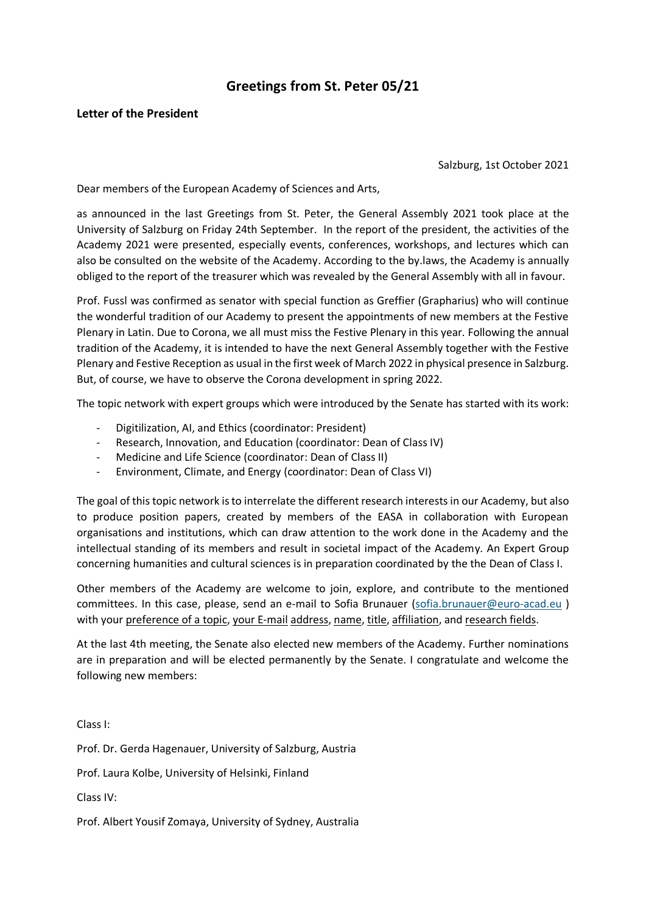# Greetings from St. Peter 05/21

**Letter of the President**

Salzburg, 1st October 2021

Dear members of the European Academy of Sciences and Arts,

as announced in the last Greetings from St. Peter, the General Assembly 2021 took place at the University of Salzburg on Friday 24th September. In the report of the president, the activities of the Academy 2021 were presented, especially events, conferences, workshops, and lectures which can also be consulted on the website of the Academy. According to the by.laws, the Academy is annually obliged to the report of the treasurer which was revealed by the General Assembly with all in favour.

Prof. Fussl was confirmed as senator with special function as Greffier (Grapharius) who will continue the wonderful tradition of our Academy to present the appointments of new members at the Festive Plenary in Latin. Due to Corona, we all must miss the Festive Plenary in this year. Following the annual tradition of the Academy, it is intended to have the next General Assembly together with the Festive Plenary and Festive Reception as usual in the first week of March 2022 in physical presence in Salzburg. But, of course, we have to observe the Corona development in spring 2022.

The topic network with expert groups which were introduced by the Senate has started with its work:

- Digitilization, AI, and Ethics (coordinator: President)
- Research, Innovation, and Education (coordinator: Dean of Class IV)
- Medicine and Life Science (coordinator: Dean of Class II)
- Environment, Climate, and Energy (coordinator: Dean of Class VI)

The goal of this topic network is to interrelate the different research interests in our Academy, but also to produce position papers, created by members of the EASA in collaboration with European organisations and institutions, which can draw attention to the work done in the Academy and the intellectual standing of its members and result in societal impact of the Academy. An Expert Group concerning humanities and cultural sciences is in preparation coordinated by the the Dean of Class I.

Other members of the Academy are welcome to join, explore, and contribute to the mentioned committees. In this case, please, send an e-mail to Sofia Brunauer (sofia.brunauer@euro-acad.eu ) with your preference of a topic, your E-mail address, name, title, affiliation, and research fields.

At the last 4th meeting, the Senate also elected new members of the Academy. Further nominations are in preparation and will be elected permanently by the Senate. I congratulate and welcome the following new members:

Class I:

Prof. Dr. Gerda Hagenauer, University of Salzburg, Austria

Prof. Laura Kolbe, University of Helsinki, Finland

Class IV:

Prof. Albert Yousif Zomaya, University of Sydney, Australia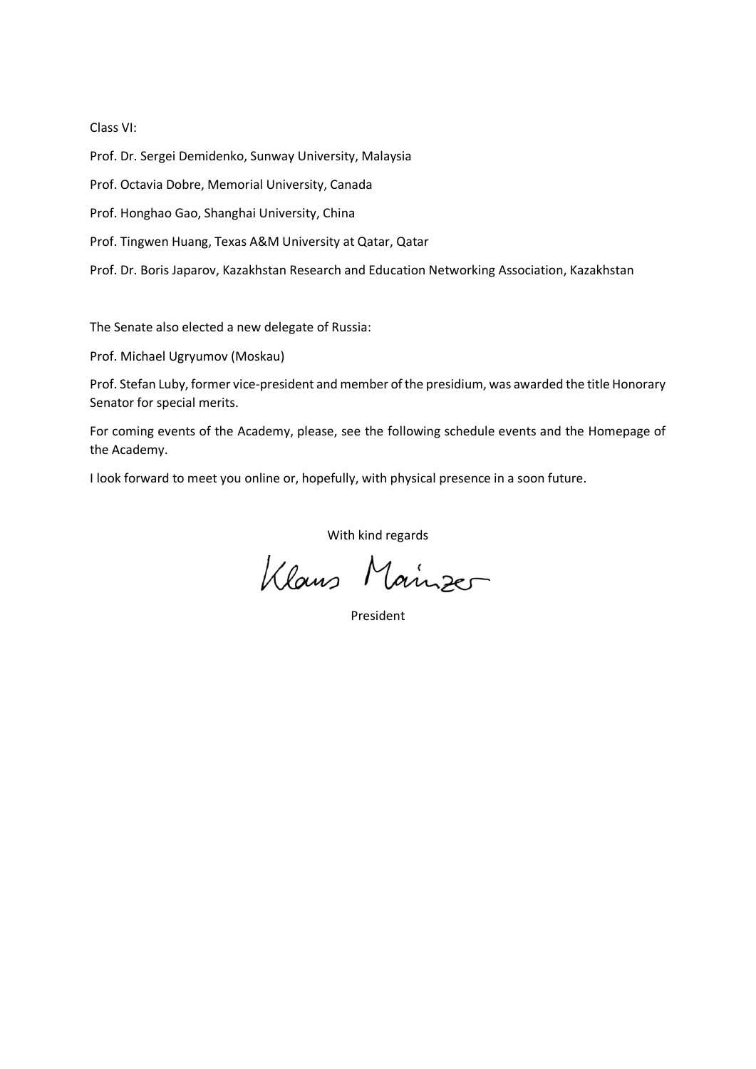Class VI:

Prof. Dr. Sergei Demidenko, Sunway University, Malaysia

Prof. Octavia Dobre, Memorial University, Canada

Prof. Honghao Gao, Shanghai University, China

Prof. Tingwen Huang, Texas A&M University at Qatar, Qatar

Prof. Dr. Boris Japarov, Kazakhstan Research and Education Networking Association, Kazakhstan

The Senate also elected a new delegate of Russia:

Prof. Michael Ugryumov (Moskau)

Prof. Stefan Luby, former vice-president and member of the presidium, was awarded the title Honorary Senator for special merits.

For coming events of the Academy, please, see the following schedule events and the Homepage of the Academy.

I look forward to meet you online or, hopefully, with physical presence in a soon future.

With kind regards

Klaus Mainzer

President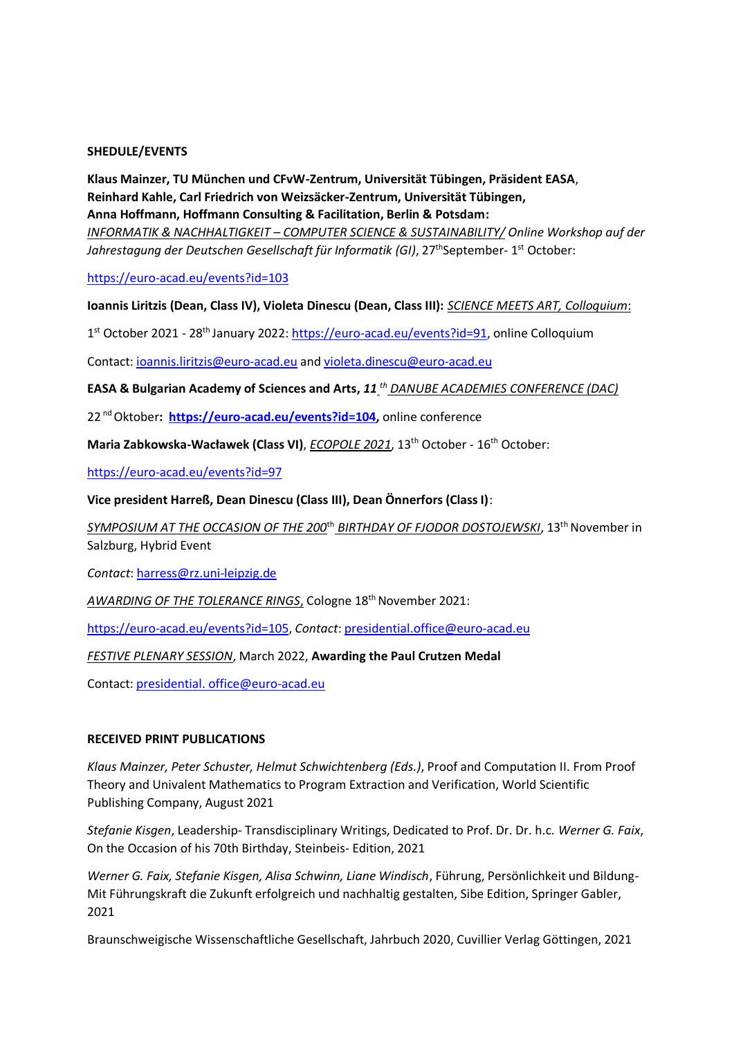## SHEDULE/EVENTS

**Klaus Mainzer, TU München und CFvW-Zentrum, Universität Tübingen, Präsident EASA**,
**Reinhard Kahle, Carl Friedrich von Weizsäcker-Zentrum, Universität Tübingen,**
**Anna Hoffmann, Hoffmann Consulting & Facilitation, Berlin & Potsdam:**
*INFORMATIK & NACHHALTIGKEIT – COMPUTER SCIENCE & SUSTAINABILITY/ Online Workshop auf der Jahrestagung der Deutschen Gesellschaft für Informatik (GI)*, 27th September- 1st October:

https://euro-acad.eu/events?id=103

**Ioannis Liritzis (Dean, Class IV), Violeta Dinescu (Dean, Class III):** *SCIENCE MEETS ART, Colloquium*:

1st October 2021 - 28th January 2022: https://euro-acad.eu/events?id=91, online Colloquium

Contact: ioannis.liritzis@euro-acad.eu and violeta.dinescu@euro-acad.eu

**EASA & Bulgarian Academy of Sciences and Arts,** ***11 th*** *DANUBE ACADEMIES CONFERENCE (DAC)*

22 nd Oktober**: https://euro-acad.eu/events?id=104,** online conference

**Maria Zabkowska-Wacławek (Class VI)**, *ECOPOLE 2021*, 13th October - 16th October:

https://euro-acad.eu/events?id=97

**Vice president Harreß, Dean Dinescu (Class III), Dean Önnerfors (Class I)**:

*SYMPOSIUM AT THE OCCASION OF THE 200th BIRTHDAY OF FJODOR DOSTOJEWSKI*, 13th November in Salzburg, Hybrid Event

*Contact*: harress@rz.uni-leipzig.de

*AWARDING OF THE TOLERANCE RINGS*, Cologne 18th November 2021:

https://euro-acad.eu/events?id=105, *Contact*: presidential.office@euro-acad.eu

*FESTIVE PLENARY SESSION*, March 2022, **Awarding the Paul Crutzen Medal**

Contact: presidential. office@euro-acad.eu

## RECEIVED PRINT PUBLICATIONS

*Klaus Mainzer, Peter Schuster, Helmut Schwichtenberg (Eds.)*, Proof and Computation II. From Proof Theory and Univalent Mathematics to Program Extraction and Verification, World Scientific Publishing Company, August 2021

*Stefanie Kisgen*, Leadership- Transdisciplinary Writings, Dedicated to Prof. Dr. Dr. h.c. *Werner G. Faix*, On the Occasion of his 70th Birthday, Steinbeis- Edition, 2021

*Werner G. Faix, Stefanie Kisgen, Alisa Schwinn, Liane Windisch*, Führung, Persönlichkeit und Bildung- Mit Führungskraft die Zukunft erfolgreich und nachhaltig gestalten, Sibe Edition, Springer Gabler, 2021

Braunschweigische Wissenschaftliche Gesellschaft, Jahrbuch 2020, Cuvillier Verlag Göttingen, 2021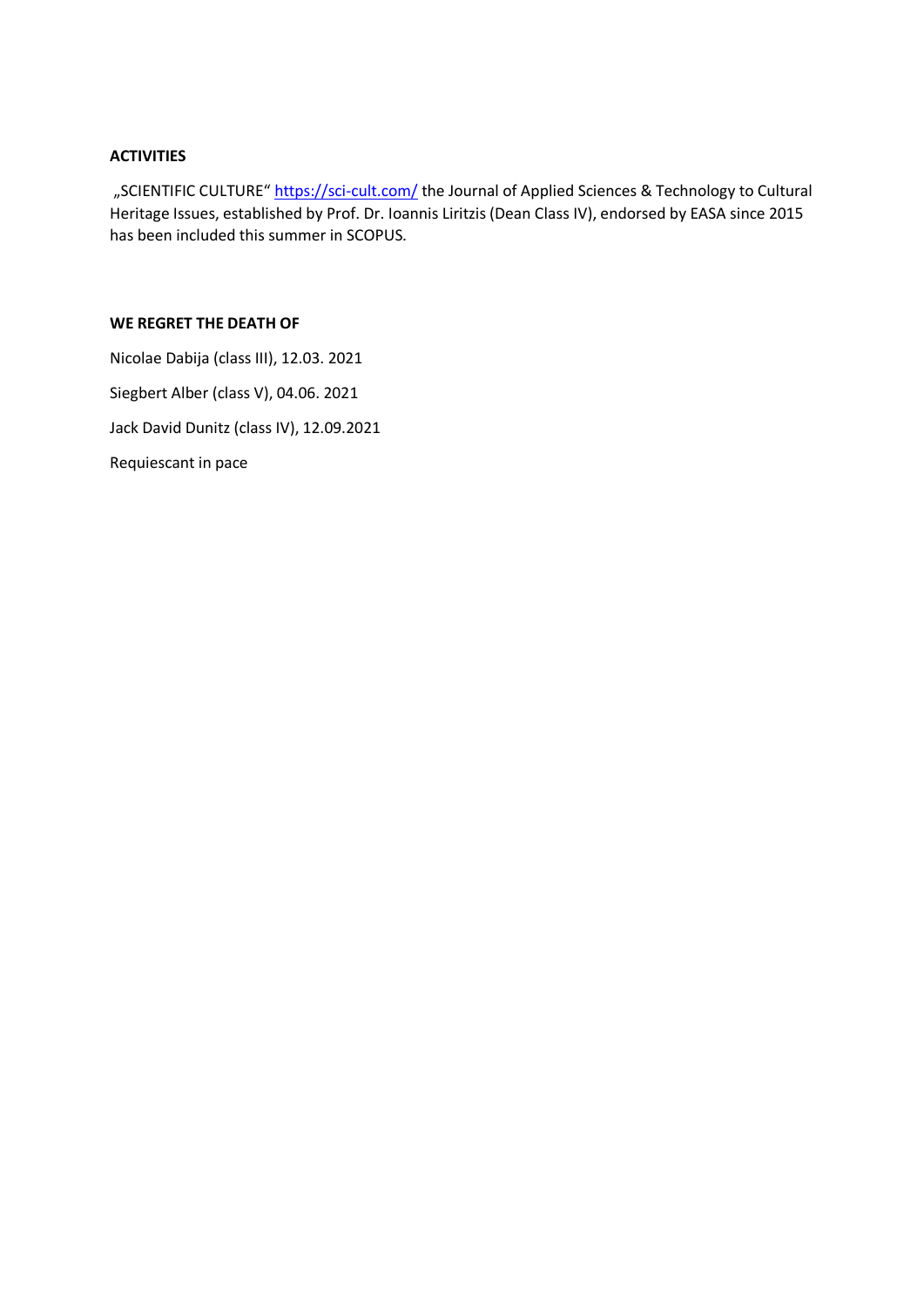**ACTIVITIES**

„SCIENTIFIC CULTURE" https://sci-cult.com/ the Journal of Applied Sciences & Technology to Cultural Heritage Issues, established by Prof. Dr. Ioannis Liritzis (Dean Class IV), endorsed by EASA since 2015 has been included this summer in SCOPUS.

**WE REGRET THE DEATH OF**

Nicolae Dabija (class III), 12.03. 2021

Siegbert Alber (class V), 04.06. 2021

Jack David Dunitz (class IV), 12.09.2021

Requiescant in pace